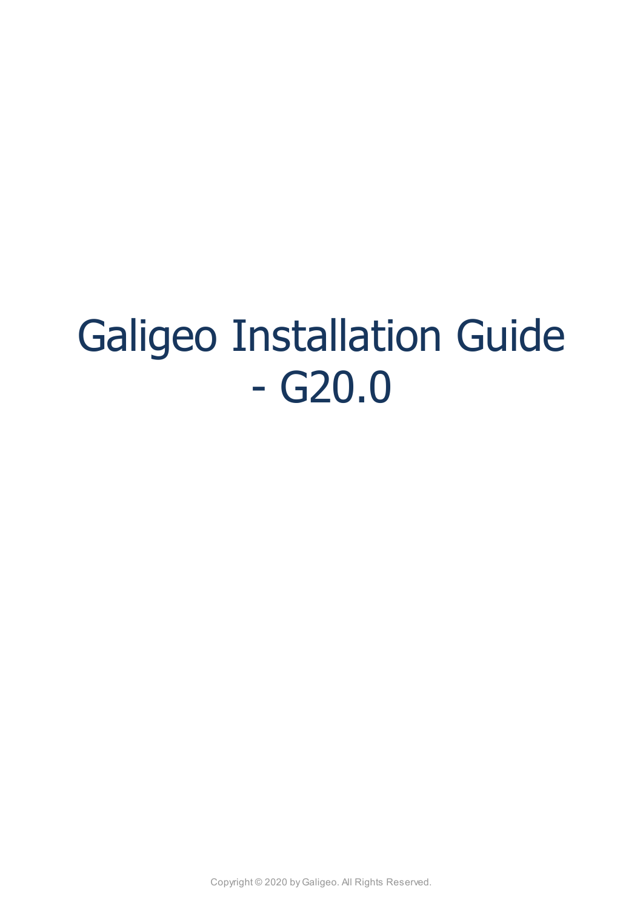# Galigeo Installation Guide - G20.0

Copyright © 2020 by Galigeo. All Rights Reserved.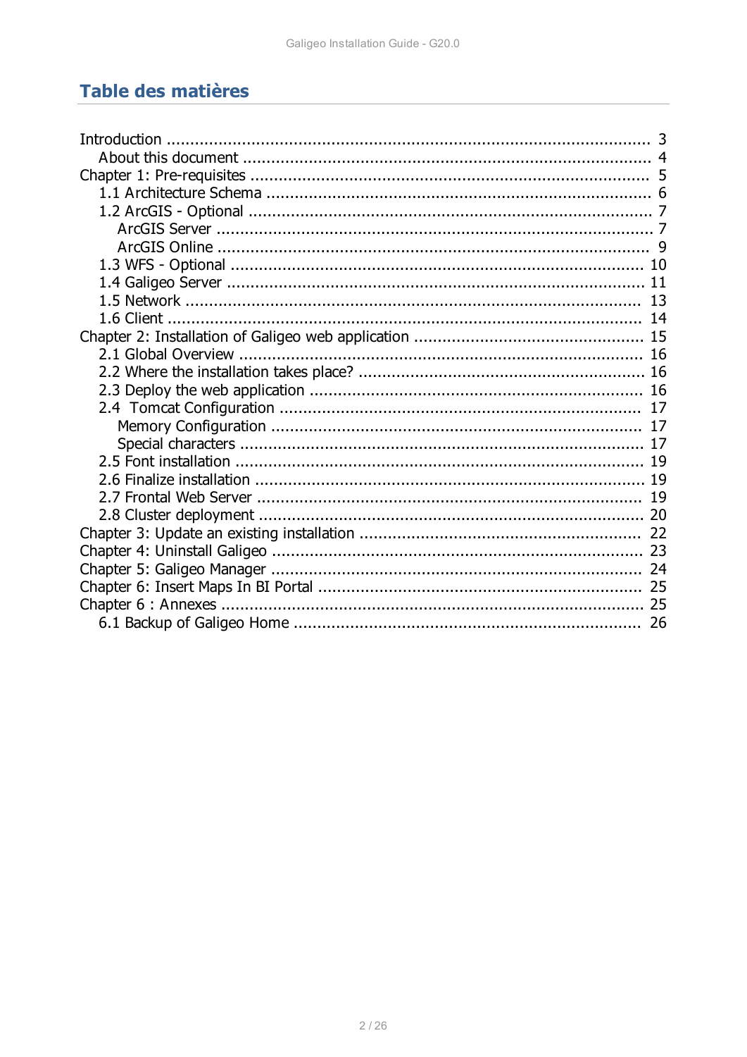# Table des matières

- Introduction ..... 3
  - About this document ..... 4
- Chapter 1: Pre-requisites ..... 5
  - 1.1 Architecture Schema ..... 6
  - 1.2 ArcGIS - Optional ..... 7
    - ArcGIS Server ..... 7
    - ArcGIS Online ..... 9
  - 1.3 WFS - Optional ..... 10
  - 1.4 Galigeo Server ..... 11
  - 1.5 Network ..... 13
  - 1.6 Client ..... 14
- Chapter 2: Installation of Galigeo web application ..... 15
  - 2.1 Global Overview ..... 16
  - 2.2 Where the installation takes place? ..... 16
  - 2.3 Deploy the web application ..... 16
  - 2.4 Tomcat Configuration ..... 17
    - Memory Configuration ..... 17
    - Special characters ..... 17
  - 2.5 Font installation ..... 19
  - 2.6 Finalize installation ..... 19
  - 2.7 Frontal Web Server ..... 19
  - 2.8 Cluster deployment ..... 20
- Chapter 3: Update an existing installation ..... 22
- Chapter 4: Uninstall Galigeo ..... 23
- Chapter 5: Galigeo Manager ..... 24
- Chapter 6: Insert Maps In BI Portal ..... 25
- Chapter 6 : Annexes ..... 25
  - 6.1 Backup of Galigeo Home ..... 26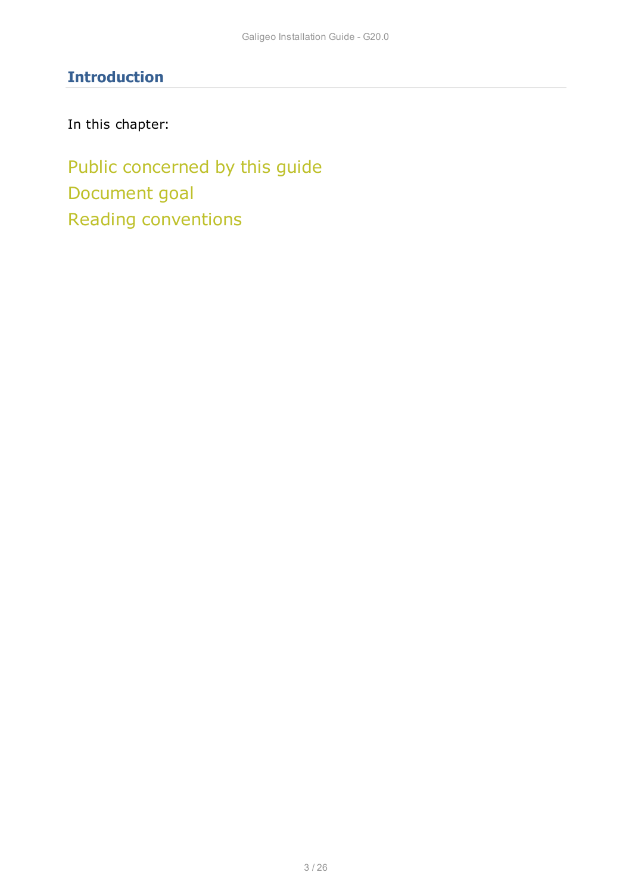# Introduction

In this chapter:

Public concerned by this guide

Document goal

Reading conventions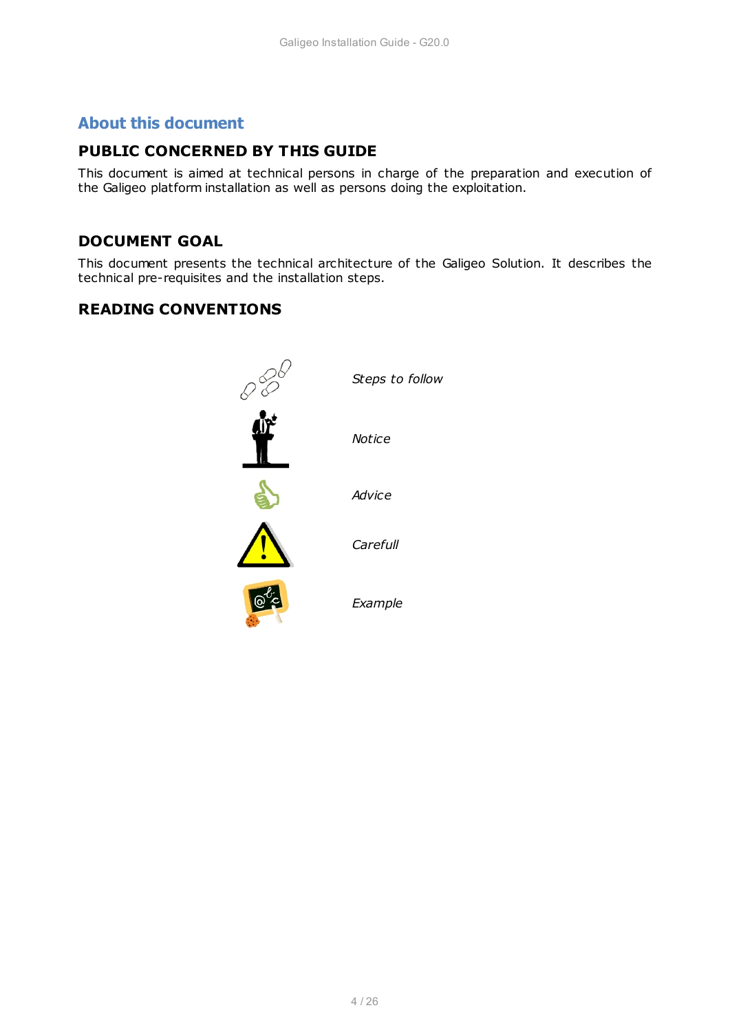# About this document

## PUBLIC CONCERNED BY THIS GUIDE

This document is aimed at technical persons in charge of the preparation and execution of the Galigeo platform installation as well as persons doing the exploitation.

## DOCUMENT GOAL

This document presents the technical architecture of the Galigeo Solution. It describes the technical pre-requisites and the installation steps.

## READING CONVENTIONS

*Steps to follow*

*Notice*

*Advice*

*Carefull*

*Example*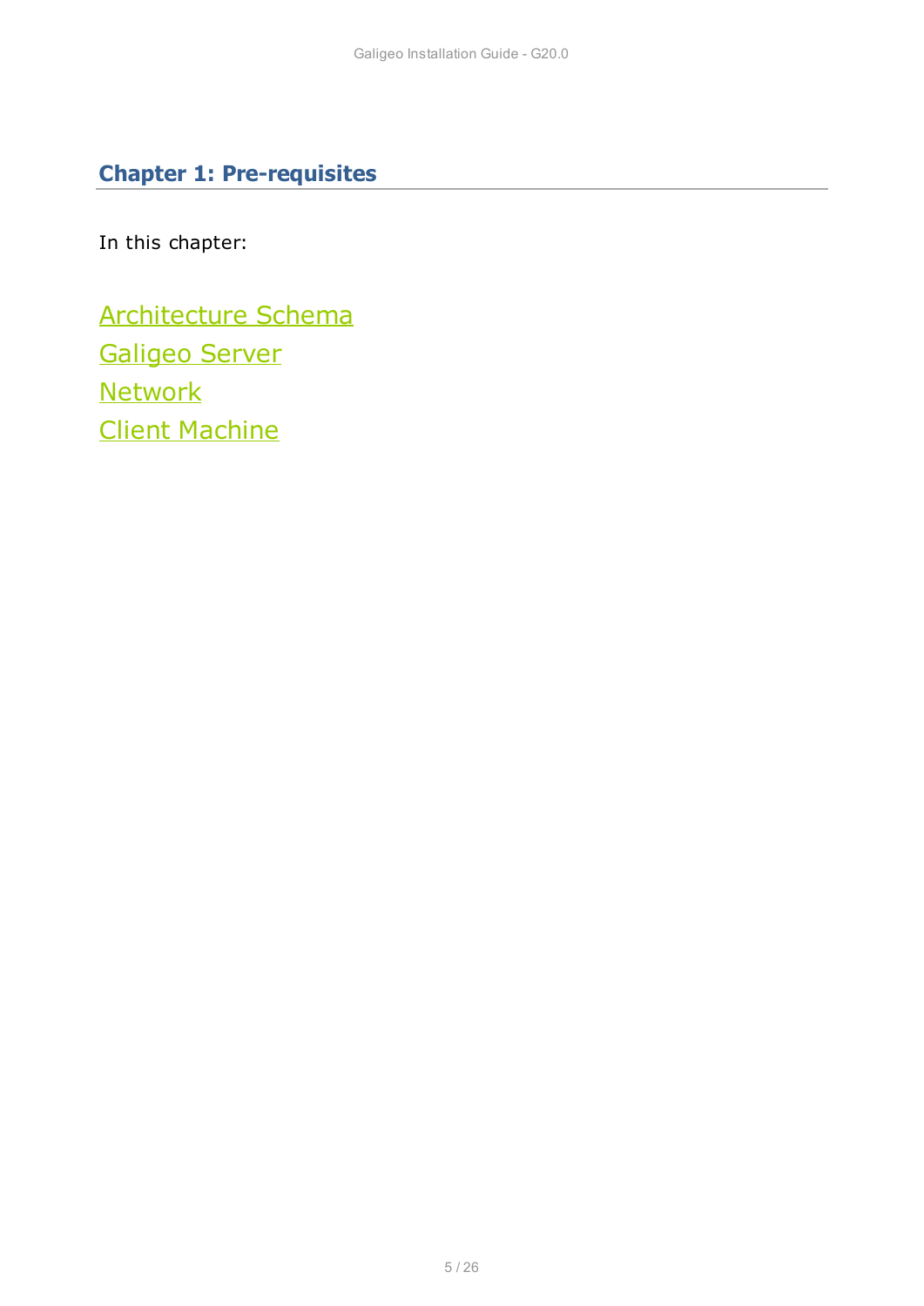# Chapter 1: Pre-requisites

In this chapter:

Architecture Schema
Galigeo Server
Network
Client Machine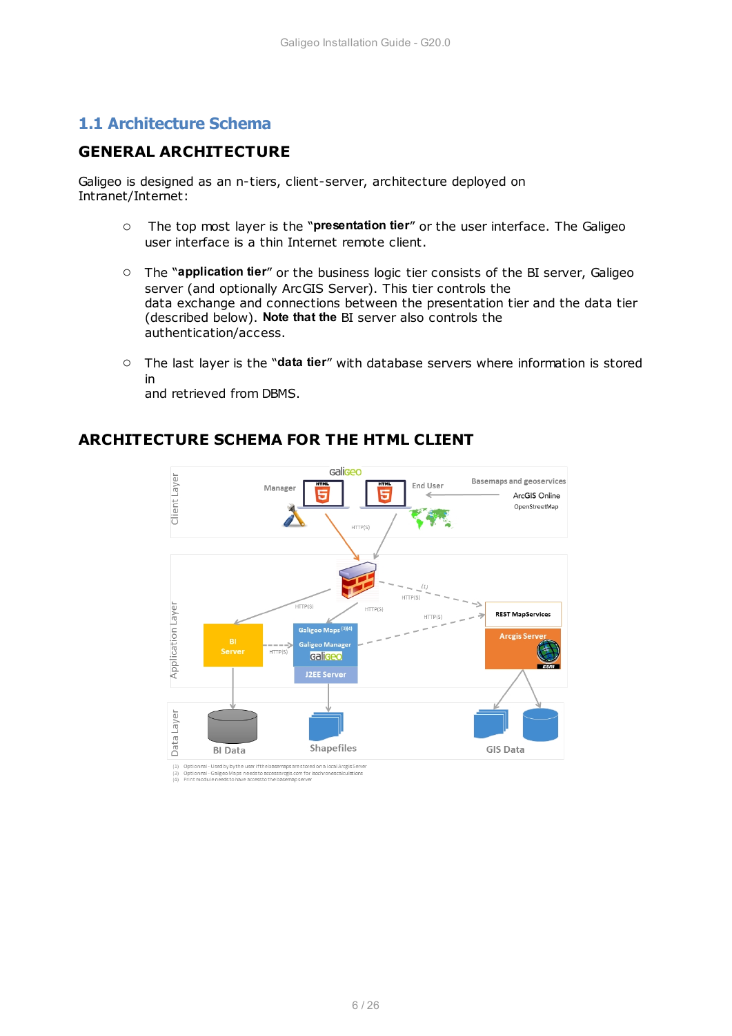## 1.1 Architecture Schema

### GENERAL ARCHITECTURE

Galigeo is designed as an n-tiers, client-server, architecture deployed on Intranet/Internet:

- The top most layer is the "**presentation tier**" or the user interface. The Galigeo user interface is a thin Internet remote client.
- The "**application tier**" or the business logic tier consists of the BI server, Galigeo server (and optionally ArcGIS Server). This tier controls the data exchange and connections between the presentation tier and the data tier (described below). **Note that the** BI server also controls the authentication/access.
- The last layer is the "**data tier**" with database servers where information is stored in and retrieved from DBMS.

### ARCHITECTURE SCHEMA FOR THE HTML CLIENT

Client Layer: Galigeo — Manager, End User; Basemaps and geoservices: ArcGIS Online, OpenStreetMap

HTTP(S)

Application Layer: BI Server; Galigeo Maps [3][4], Galigeo Manager, galigeo, J2EE Server; REST MapServices, Arcgis Server, ESRI

(1) HTTP(S)

Data Layer: BI Data, Shapefiles, GIS Data

(1) Optional - Used by the user if the basemaps are stored on a local Arcgis Server
(3) Optional - Galigeo Maps needs to access arcgis.com for isochrones calculations
(4) Print module needs to have access to the basemap server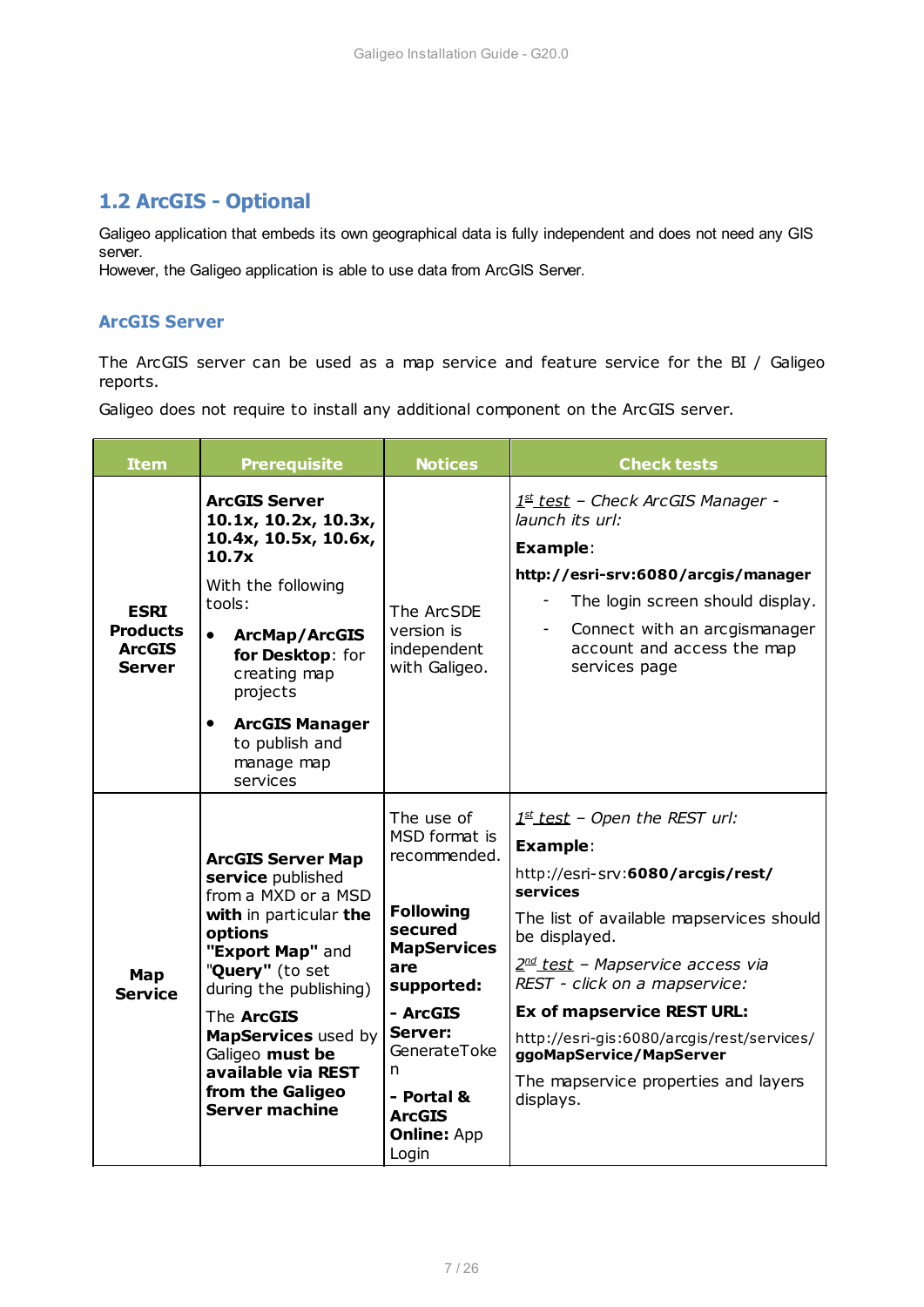## 1.2 ArcGIS - Optional

Galigeo application that embeds its own geographical data is fully independent and does not need any GIS server.
However, the Galigeo application is able to use data from ArcGIS Server.

### ArcGIS Server

The ArcGIS server can be used as a map service and feature service for the BI / Galigeo reports.

Galigeo does not require to install any additional component on the ArcGIS server.

| Item | Prerequisite | Notices | Check tests |
|---|---|---|---|
| **ESRI Products ArcGIS Server** | **ArcGIS Server 10.1x, 10.2x, 10.3x, 10.4x, 10.5x, 10.6x, 10.7x**<br><br>With the following tools:<br>• **ArcMap/ArcGIS for Desktop**: for creating map projects<br>• **ArcGIS Manager** to publish and manage map services | The ArcSDE version is independent with Galigeo. | *1st test – Check ArcGIS Manager - launch its url:*<br><br>**Example**:<br>**http://esri-srv:6080/arcgis/manager**<br>- The login screen should display.<br>- Connect with an arcgismanager account and access the map services page |
| **Map Service** | **ArcGIS Server Map service** published from a MXD or a MSD **with** in particular **the options "Export Map"** and "**Query**" (to set during the publishing)<br><br>The **ArcGIS MapServices** used by Galigeo **must be available via REST from the Galigeo Server machine** | The use of MSD format is recommended.<br><br>**Following secured MapServices are supported:**<br>**- ArcGIS Server:** GenerateToken<br>**- Portal & ArcGIS Online:** App Login | *1st test – Open the REST url:*<br><br>**Example**:<br>http://esri-srv:**6080/arcgis/rest/services**<br><br>The list of available mapservices should be displayed.<br><br>*2nd test – Mapservice access via REST - click on a mapservice:*<br><br>**Ex of mapservice REST URL:**<br>http://esri-gis:6080/arcgis/rest/services/**ggoMapService/MapServer**<br><br>The mapservice properties and layers displays. |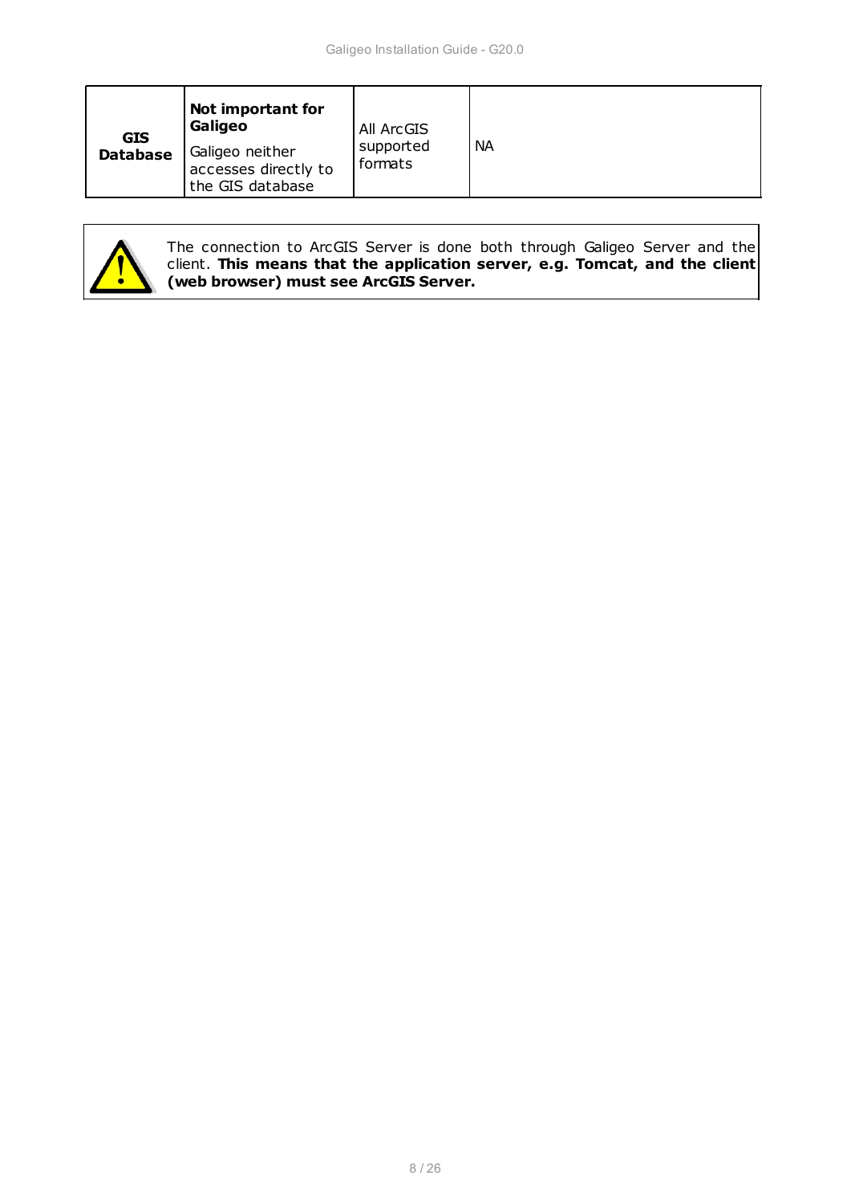| **GIS Database** | **Not important for Galigeo** Galigeo neither accesses directly to the GIS database | All ArcGIS supported formats | NA |
|---|---|---|---|

The connection to ArcGIS Server is done both through Galigeo Server and the client. **This means that the application server, e.g. Tomcat, and the client (web browser) must see ArcGIS Server.**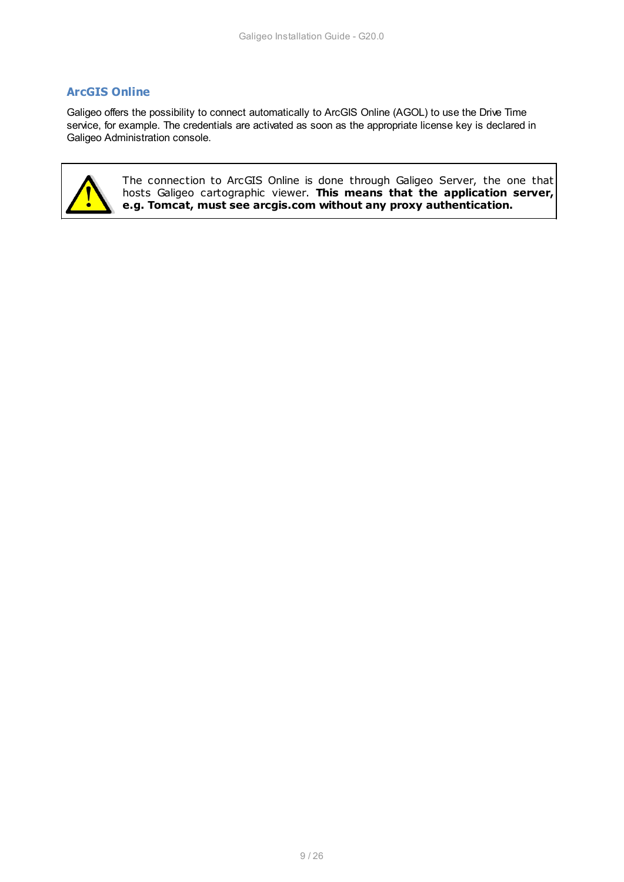## ArcGIS Online

Galigeo offers the possibility to connect automatically to ArcGIS Online (AGOL) to use the Drive Time service, for example. The credentials are activated as soon as the appropriate license key is declared in Galigeo Administration console.

> The connection to ArcGIS Online is done through Galigeo Server, the one that hosts Galigeo cartographic viewer. **This means that the application server, e.g. Tomcat, must see arcgis.com without any proxy authentication.**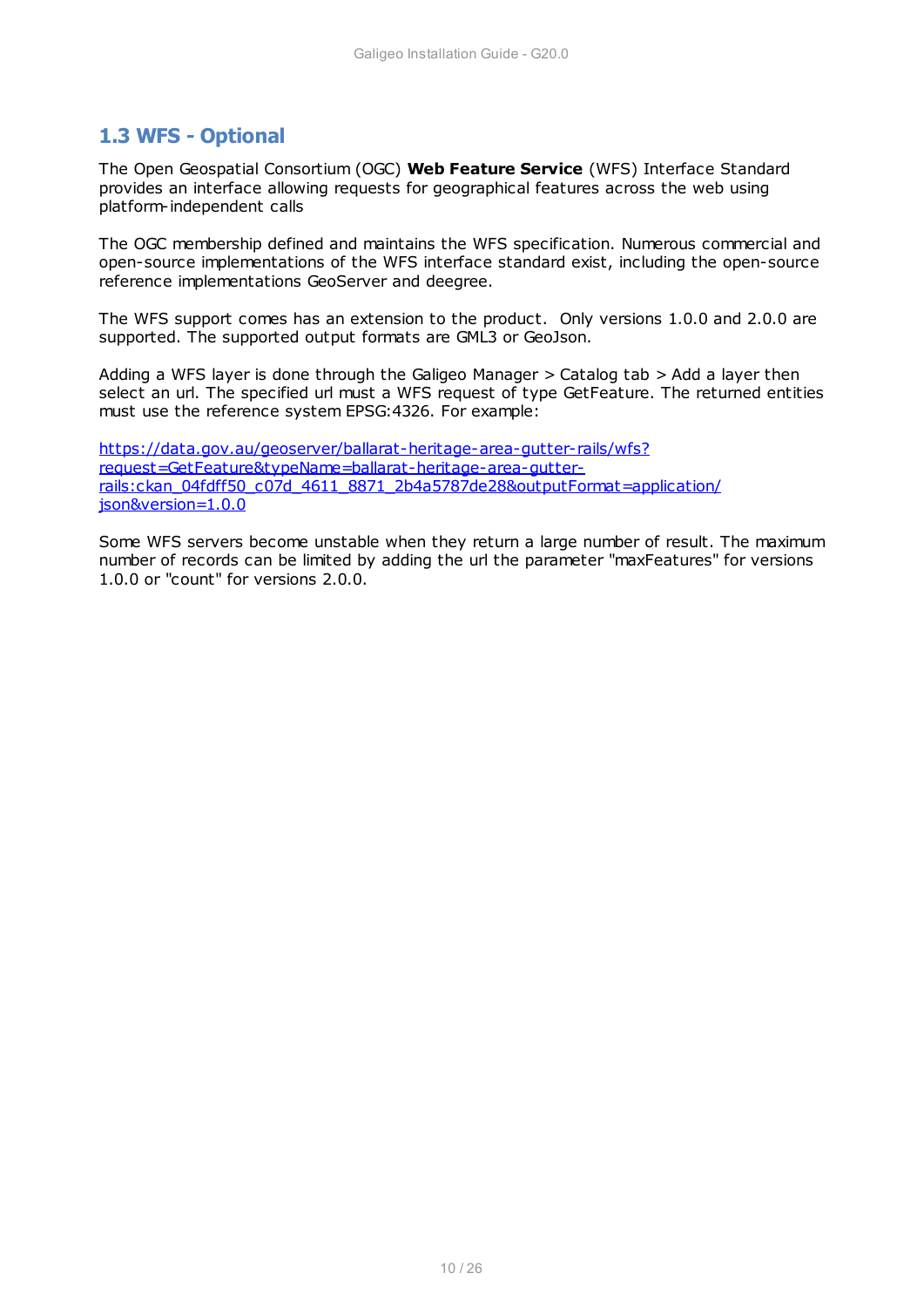## 1.3 WFS - Optional

The Open Geospatial Consortium (OGC) **Web Feature Service** (WFS) Interface Standard provides an interface allowing requests for geographical features across the web using platform-independent calls

The OGC membership defined and maintains the WFS specification. Numerous commercial and open-source implementations of the WFS interface standard exist, including the open-source reference implementations GeoServer and deegree.

The WFS support comes has an extension to the product. Only versions 1.0.0 and 2.0.0 are supported. The supported output formats are GML3 or GeoJson.

Adding a WFS layer is done through the Galigeo Manager > Catalog tab > Add a layer then select an url. The specified url must a WFS request of type GetFeature. The returned entities must use the reference system EPSG:4326. For example:

[https://data.gov.au/geoserver/ballarat-heritage-area-gutter-rails/wfs?request=GetFeature&typeName=ballarat-heritage-area-gutter-rails:ckan_04fdff50_c07d_4611_8871_2b4a5787de28&outputFormat=application/json&version=1.0.0](https://data.gov.au/geoserver/ballarat-heritage-area-gutter-rails/wfs?request=GetFeature&typeName=ballarat-heritage-area-gutter-rails:ckan_04fdff50_c07d_4611_8871_2b4a5787de28&outputFormat=application/json&version=1.0.0)

Some WFS servers become unstable when they return a large number of result. The maximum number of records can be limited by adding the url the parameter "maxFeatures" for versions 1.0.0 or "count" for versions 2.0.0.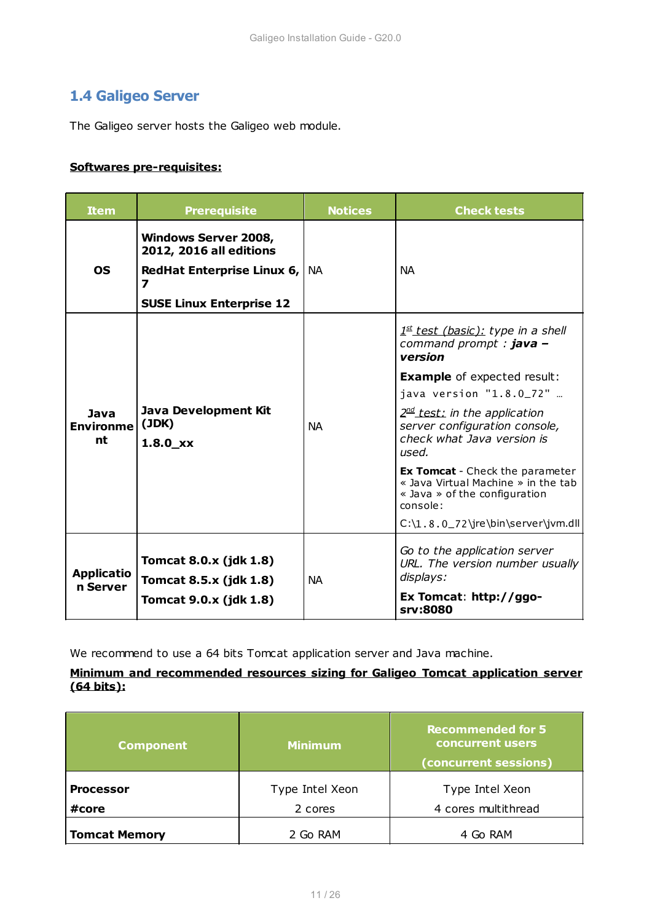## 1.4 Galigeo Server

The Galigeo server hosts the Galigeo web module.

**Softwares pre-requisites:**

| Item | Prerequisite | Notices | Check tests |
|---|---|---|---|
| **OS** | **Windows Server 2008, 2012, 2016 all editions**<br>**RedHat Enterprise Linux 6, 7**<br>**SUSE Linux Enterprise 12** | NA | NA |
| **Java Environment** | **Java Development Kit (JDK)**<br>**1.8.0_xx** | NA | *1st test (basic): type in a shell command prompt :* ***java –version***<br>**Example** of expected result:<br>`java version "1.8.0_72" …`<br>*2nd test: in the application server configuration console, check what Java version is used.*<br>**Ex Tomcat** - Check the parameter « Java Virtual Machine » in the tab « Java » of the configuration console:<br>C:\1.8.0_72\jre\bin\server\jvm.dll |
| **Application Server** | **Tomcat 8.0.x (jdk 1.8)**<br>**Tomcat 8.5.x (jdk 1.8)**<br>**Tomcat 9.0.x (jdk 1.8)** | NA | *Go to the application server URL. The version number usually displays:*<br>**Ex Tomcat**: **http://ggo-srv:8080** |

We recommend to use a 64 bits Tomcat application server and Java machine.

**Minimum and recommended resources sizing for Galigeo Tomcat application server (64 bits):**

| Component | Minimum | Recommended for 5 concurrent users (concurrent sessions) |
|---|---|---|
| **Processor**<br>**#core** | Type Intel Xeon<br>2 cores | Type Intel Xeon<br>4 cores multithread |
| **Tomcat Memory** | 2 Go RAM | 4 Go RAM |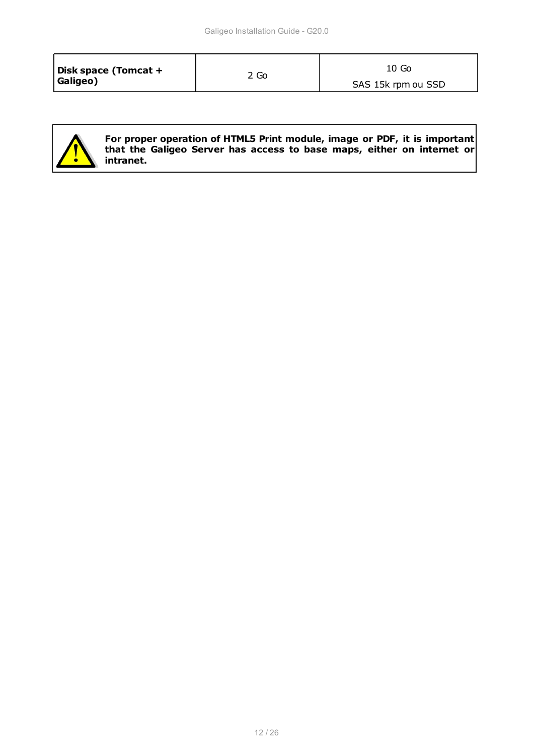| **Disk space (Tomcat + Galigeo)** | 2 Go | 10 Go<br>SAS 15k rpm ou SSD |
|---|---|---|

**For proper operation of HTML5 Print module, image or PDF, it is important that the Galigeo Server has access to base maps, either on internet or intranet.**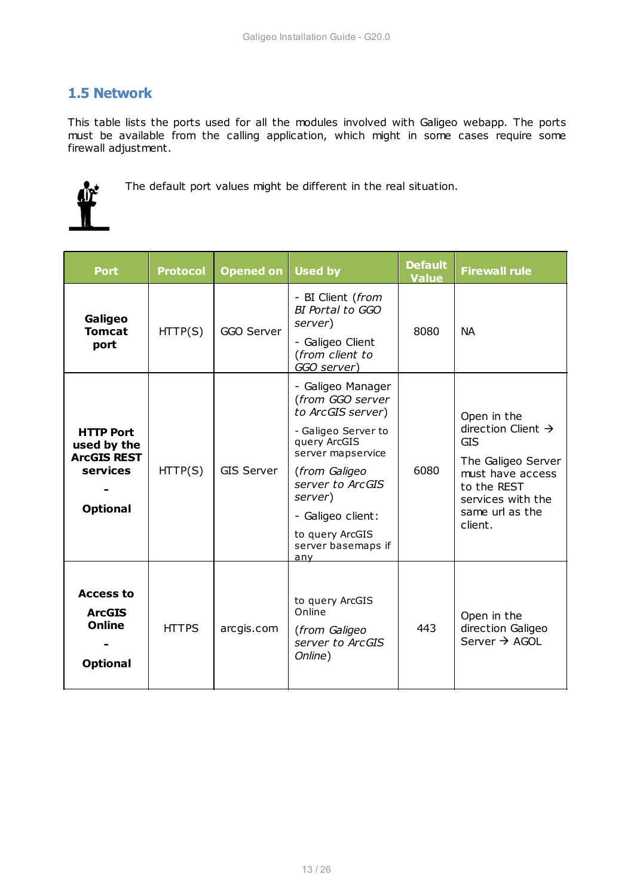## 1.5 Network

This table lists the ports used for all the modules involved with Galigeo webapp. The ports must be available from the calling application, which might in some cases require some firewall adjustment.

The default port values might be different in the real situation.

| Port | Protocol | Opened on | Used by | Default Value | Firewall rule |
|---|---|---|---|---|---|
| **Galigeo Tomcat port** | HTTP(S) | GGO Server | - BI Client (*from BI Portal to GGO server*)<br>- Galigeo Client (*from client to GGO server*) | 8080 | NA |
| **HTTP Port used by the ArcGIS REST services**<br>**-**<br>**Optional** | HTTP(S) | GIS Server | - Galigeo Manager (*from GGO server to ArcGIS server*)<br>- Galigeo Server to query ArcGIS server mapservice<br>(*from Galigeo server to ArcGIS server*)<br>- Galigeo client:<br>to query ArcGIS server basemaps if any | 6080 | Open in the direction Client → GIS<br>The Galigeo Server must have access to the REST services with the same url as the client. |
| **Access to ArcGIS Online**<br>**-**<br>**Optional** | HTTPS | arcgis.com | to query ArcGIS Online<br>(*from Galigeo server to ArcGIS Online*) | 443 | Open in the direction Galigeo Server → AGOL |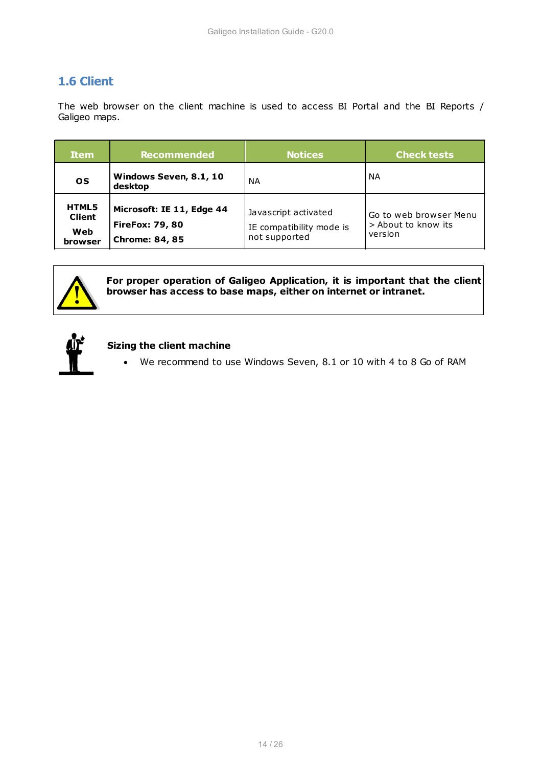## 1.6 Client

The web browser on the client machine is used to access BI Portal and the BI Reports / Galigeo maps.

| Item | Recommended | Notices | Check tests |
|---|---|---|---|
| **OS** | **Windows Seven, 8.1, 10 desktop** | NA | NA |
| **HTML5 Client**<br><br>**Web browser** | **Microsoft: IE 11, Edge 44**<br><br>**FireFox: 79, 80**<br><br>**Chrome: 84, 85** | Javascript activated<br><br>IE compatibility mode is not supported | Go to web browser Menu > About to know its version |

**For proper operation of Galigeo Application, it is important that the client browser has access to base maps, either on internet or intranet.**

**Sizing the client machine**

- We recommend to use Windows Seven, 8.1 or 10 with 4 to 8 Go of RAM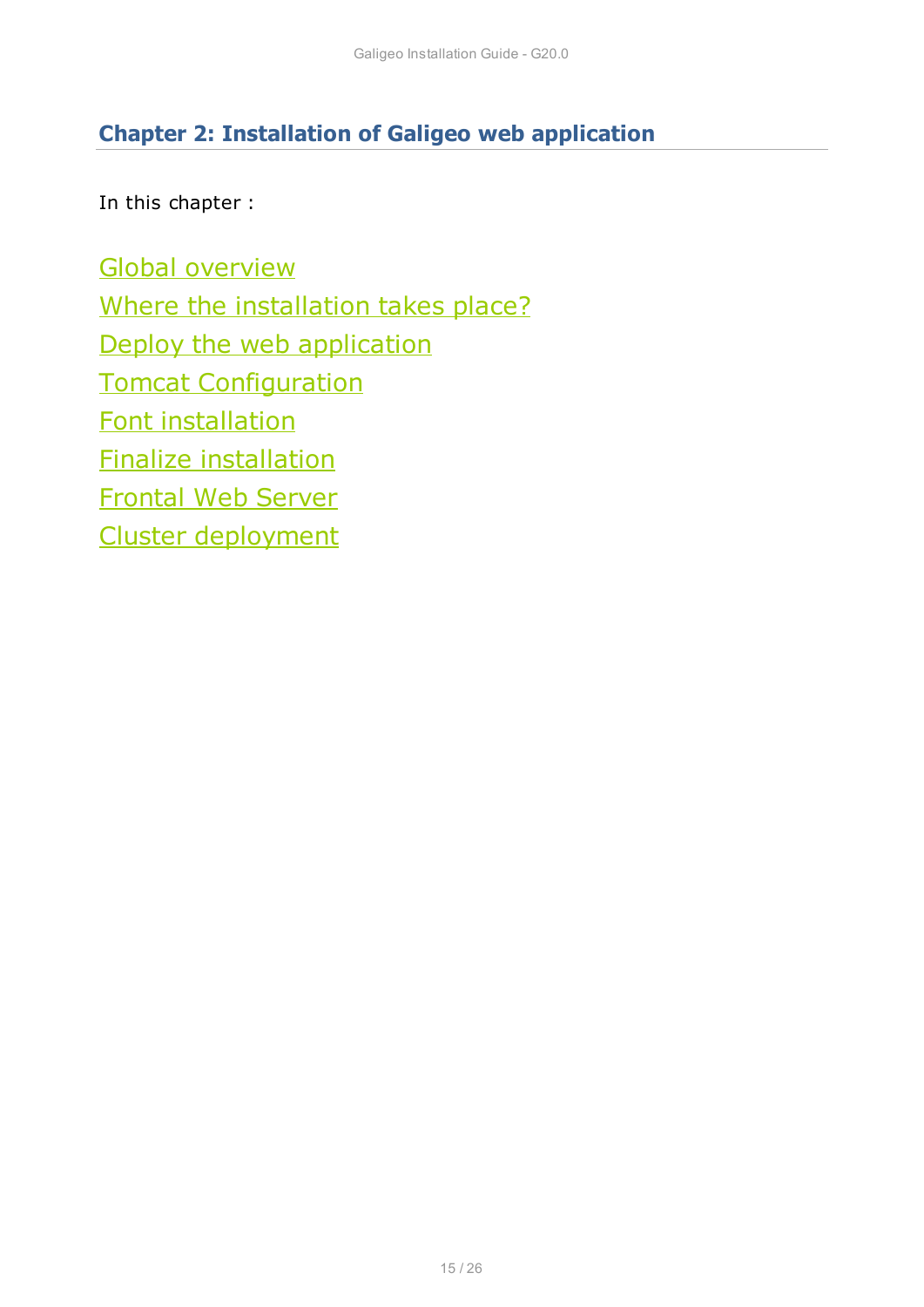## Chapter 2: Installation of Galigeo web application

In this chapter :

Global overview
Where the installation takes place?
Deploy the web application
Tomcat Configuration
Font installation
Finalize installation
Frontal Web Server
Cluster deployment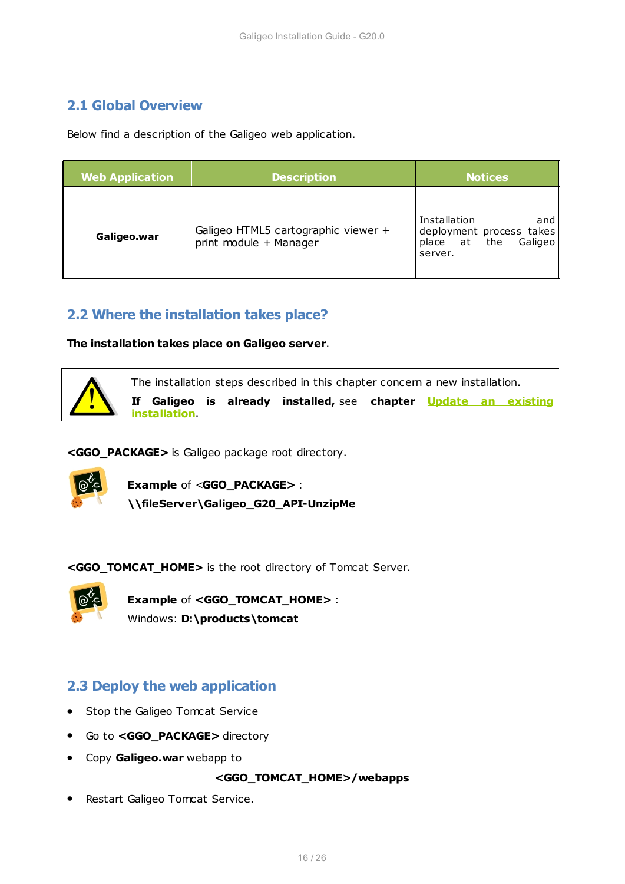## 2.1 Global Overview

Below find a description of the Galigeo web application.

| Web Application | Description | Notices |
|---|---|---|
| **Galigeo.war** | Galigeo HTML5 cartographic viewer + print module + Manager | Installation and deployment process takes place at the Galigeo server. |

## 2.2 Where the installation takes place?

**The installation takes place on Galigeo server**.

The installation steps described in this chapter concern a new installation.
**If Galigeo is already installed,** see **chapter** **Update an existing installation**.

**<GGO_PACKAGE>** is Galigeo package root directory.

**Example** of <**GGO_PACKAGE>** :
**\\fileServer\Galigeo_G20_API-UnzipMe**

**<GGO_TOMCAT_HOME>** is the root directory of Tomcat Server.

**Example** of **<GGO_TOMCAT_HOME>** :
Windows: **D:\products\tomcat**

## 2.3 Deploy the web application

- Stop the Galigeo Tomcat Service
- Go to **<GGO_PACKAGE>** directory
- Copy **Galigeo.war** webapp to

  **<GGO_TOMCAT_HOME>/webapps**

- Restart Galigeo Tomcat Service.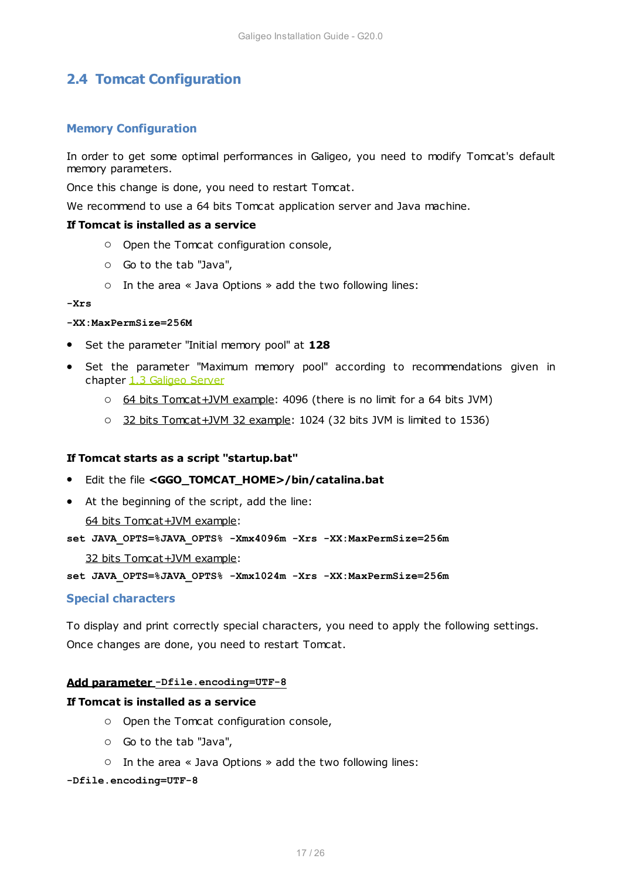## 2.4 Tomcat Configuration

### Memory Configuration

In order to get some optimal performances in Galigeo, you need to modify Tomcat's default memory parameters.

Once this change is done, you need to restart Tomcat.

We recommend to use a 64 bits Tomcat application server and Java machine.

**If Tomcat is installed as a service**

- Open the Tomcat configuration console,
- Go to the tab "Java",
- In the area « Java Options » add the two following lines:

```
-Xrs
-XX:MaxPermSize=256M
```

- Set the parameter "Initial memory pool" at **128**
- Set the parameter "Maximum memory pool" according to recommendations given in chapter 1.3 Galigeo Server
  - 64 bits Tomcat+JVM example: 4096 (there is no limit for a 64 bits JVM)
  - 32 bits Tomcat+JVM 32 example: 1024 (32 bits JVM is limited to 1536)

**If Tomcat starts as a script "startup.bat"**

- Edit the file **<GGO_TOMCAT_HOME>/bin/catalina.bat**
- At the beginning of the script, add the line:

  64 bits Tomcat+JVM example:

```
set JAVA_OPTS=%JAVA_OPTS% -Xmx4096m -Xrs -XX:MaxPermSize=256m
```

  32 bits Tomcat+JVM example:

```
set JAVA_OPTS=%JAVA_OPTS% -Xmx1024m -Xrs -XX:MaxPermSize=256m
```

### Special characters

To display and print correctly special characters, you need to apply the following settings.

Once changes are done, you need to restart Tomcat.

**Add parameter `-Dfile.encoding=UTF-8`**

**If Tomcat is installed as a service**

- Open the Tomcat configuration console,
- Go to the tab "Java",
- In the area « Java Options » add the two following lines:

```
-Dfile.encoding=UTF-8
```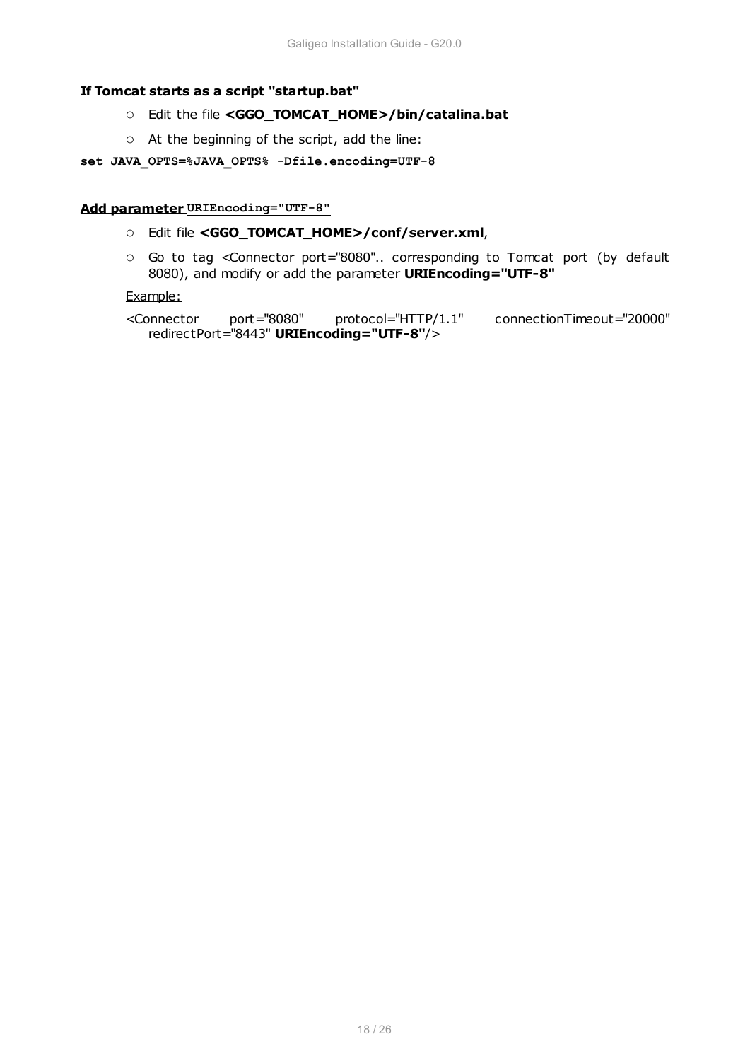**If Tomcat starts as a script "startup.bat"**

- Edit the file **<GGO_TOMCAT_HOME>/bin/catalina.bat**
- At the beginning of the script, add the line:

```
set JAVA_OPTS=%JAVA_OPTS% -Dfile.encoding=UTF-8
```

**Add parameter `URIEncoding="UTF-8"`**

- Edit file **<GGO_TOMCAT_HOME>/conf/server.xml**,
- Go to tag <Connector port="8080".. corresponding to Tomcat port (by default 8080), and modify or add the parameter **URIEncoding="UTF-8"**

Example:

<Connector port="8080" protocol="HTTP/1.1" connectionTimeout="20000" redirectPort="8443" **URIEncoding="UTF-8"**/>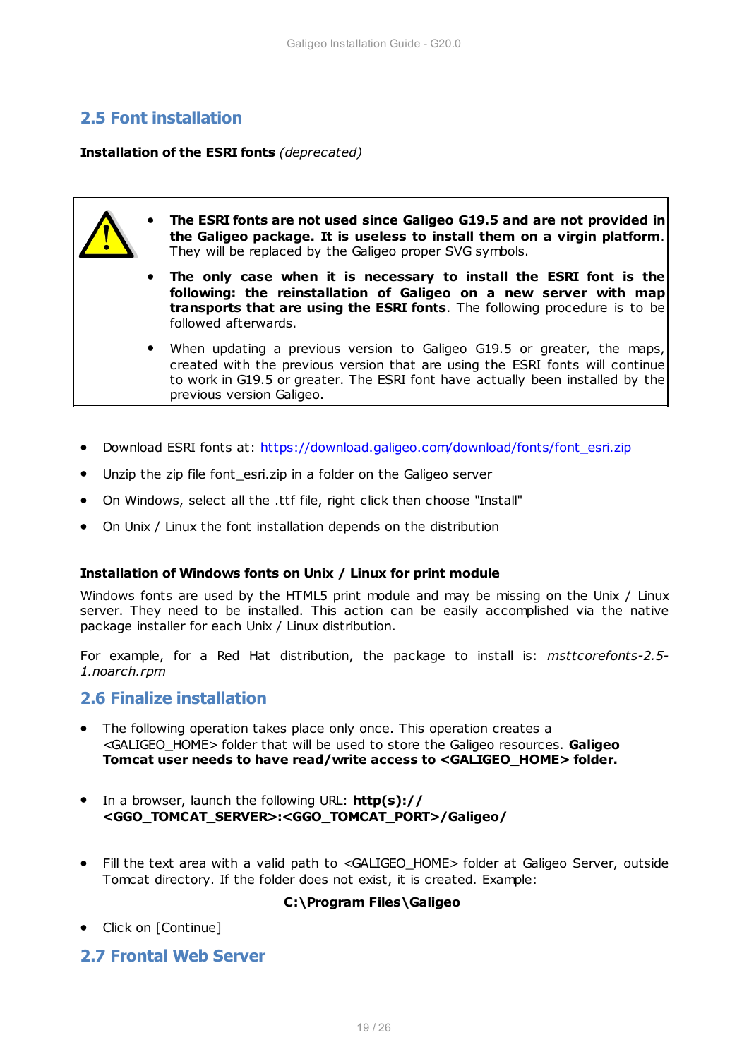## 2.5 Font installation

**Installation of the ESRI fonts** *(deprecated)*

> - **The ESRI fonts are not used since Galigeo G19.5 and are not provided in the Galigeo package. It is useless to install them on a virgin platform**. They will be replaced by the Galigeo proper SVG symbols.
> - **The only case when it is necessary to install the ESRI font is the following: the reinstallation of Galigeo on a new server with map transports that are using the ESRI fonts**. The following procedure is to be followed afterwards.
> - When updating a previous version to Galigeo G19.5 or greater, the maps, created with the previous version that are using the ESRI fonts will continue to work in G19.5 or greater. The ESRI font have actually been installed by the previous version Galigeo.

- Download ESRI fonts at: [https://download.galigeo.com/download/fonts/font_esri.zip](https://download.galigeo.com/download/fonts/font_esri.zip)
- Unzip the zip file font_esri.zip in a folder on the Galigeo server
- On Windows, select all the .ttf file, right click then choose "Install"
- On Unix / Linux the font installation depends on the distribution

**Installation of Windows fonts on Unix / Linux for print module**

Windows fonts are used by the HTML5 print module and may be missing on the Unix / Linux server. They need to be installed. This action can be easily accomplished via the native package installer for each Unix / Linux distribution.

For example, for a Red Hat distribution, the package to install is: *msttcorefonts-2.5-1.noarch.rpm*

## 2.6 Finalize installation

- The following operation takes place only once. This operation creates a <GALIGEO_HOME> folder that will be used to store the Galigeo resources. **Galigeo Tomcat user needs to have read/write access to <GALIGEO_HOME> folder.**
- In a browser, launch the following URL: **http(s)://<GGO_TOMCAT_SERVER>:<GGO_TOMCAT_PORT>/Galigeo/**
- Fill the text area with a valid path to <GALIGEO_HOME> folder at Galigeo Server, outside Tomcat directory. If the folder does not exist, it is created. Example:

  **C:\Program Files\Galigeo**

- Click on [Continue]

## 2.7 Frontal Web Server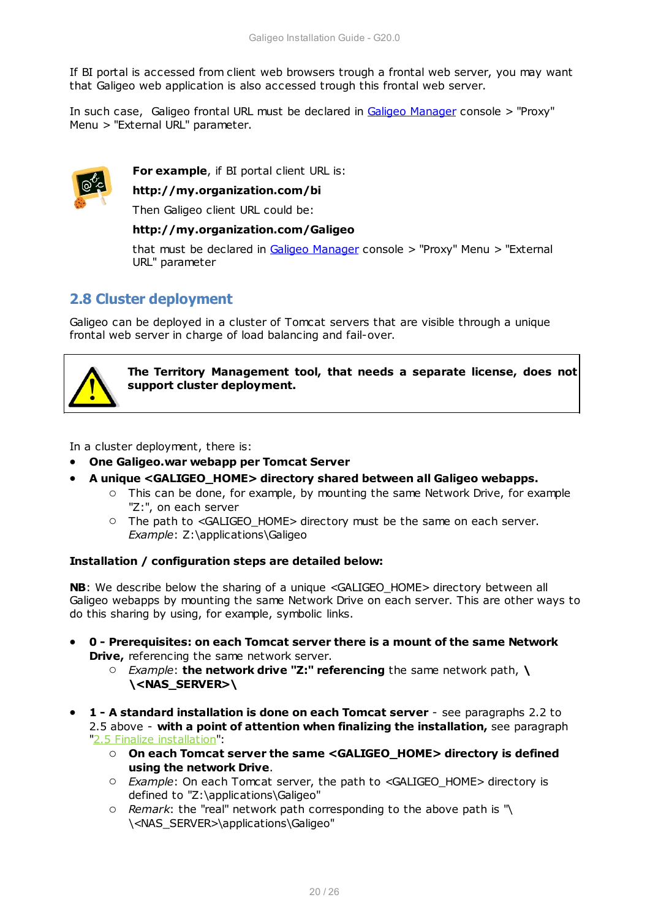If BI portal is accessed from client web browsers trough a frontal web server, you may want that Galigeo web application is also accessed trough this frontal web server.

In such case, Galigeo frontal URL must be declared in Galigeo Manager console > "Proxy" Menu > "External URL" parameter.

**For example**, if BI portal client URL is:

**http://my.organization.com/bi**

Then Galigeo client URL could be:

**http://my.organization.com/Galigeo**

that must be declared in Galigeo Manager console > "Proxy" Menu > "External URL" parameter

## 2.8 Cluster deployment

Galigeo can be deployed in a cluster of Tomcat servers that are visible through a unique frontal web server in charge of load balancing and fail-over.

**The Territory Management tool, that needs a separate license, does not support cluster deployment.**

In a cluster deployment, there is:

- **One Galigeo.war webapp per Tomcat Server**
- **A unique <GALIGEO_HOME> directory shared between all Galigeo webapps.**
  - This can be done, for example, by mounting the same Network Drive, for example "Z:", on each server
  - The path to <GALIGEO_HOME> directory must be the same on each server. *Example*: Z:\applications\Galigeo

**Installation / configuration steps are detailed below:**

**NB**: We describe below the sharing of a unique <GALIGEO_HOME> directory between all Galigeo webapps by mounting the same Network Drive on each server. This are other ways to do this sharing by using, for example, symbolic links.

- **0 - Prerequisites: on each Tomcat server there is a mount of the same Network Drive,** referencing the same network server.
  - *Example*: **the network drive "Z:" referencing** the same network path, **\\<NAS_SERVER>\**

- **1 - A standard installation is done on each Tomcat server** - see paragraphs 2.2 to 2.5 above - **with a point of attention when finalizing the installation,** see paragraph "2.5 Finalize installation":
  - **On each Tomcat server the same <GALIGEO_HOME> directory is defined using the network Drive**.
  - *Example*: On each Tomcat server, the path to <GALIGEO_HOME> directory is defined to "Z:\applications\Galigeo"
  - *Remark*: the "real" network path corresponding to the above path is "\\<NAS_SERVER>\applications\Galigeo"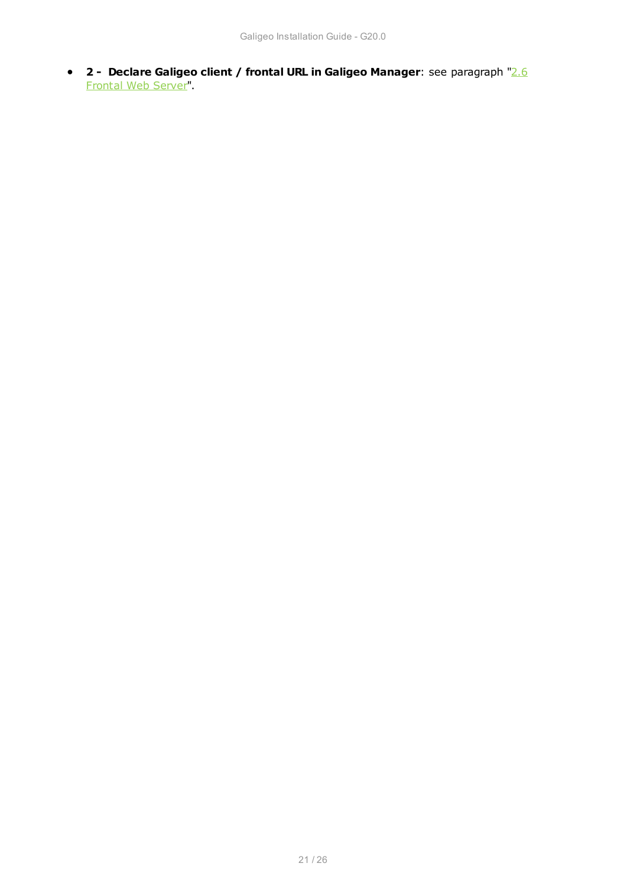- **2 - Declare Galigeo client / frontal URL in Galigeo Manager**: see paragraph "2.6 Frontal Web Server".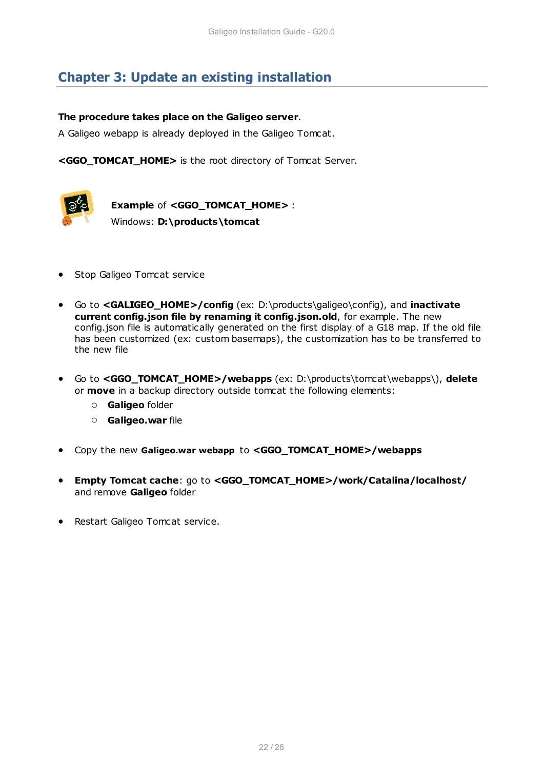# Chapter 3: Update an existing installation

**The procedure takes place on the Galigeo server**.

A Galigeo webapp is already deployed in the Galigeo Tomcat.

**<GGO_TOMCAT_HOME>** is the root directory of Tomcat Server.

**Example** of **<GGO_TOMCAT_HOME>** :
Windows: **D:\products\tomcat**

- Stop Galigeo Tomcat service

- Go to **<GALIGEO_HOME>/config** (ex: D:\products\galigeo\config), and **inactivate current config.json file by renaming it config.json.old**, for example. The new config.json file is automatically generated on the first display of a G18 map. If the old file has been customized (ex: custom basemaps), the customization has to be transferred to the new file

- Go to **<GGO_TOMCAT_HOME>/webapps** (ex: D:\products\tomcat\webapps\), **delete** or **move** in a backup directory outside tomcat the following elements:
  - **Galigeo** folder
  - **Galigeo.war** file

- Copy the new **Galigeo.war webapp** to **<GGO_TOMCAT_HOME>/webapps**

- **Empty Tomcat cache**: go to **<GGO_TOMCAT_HOME>/work/Catalina/localhost/** and remove **Galigeo** folder

- Restart Galigeo Tomcat service.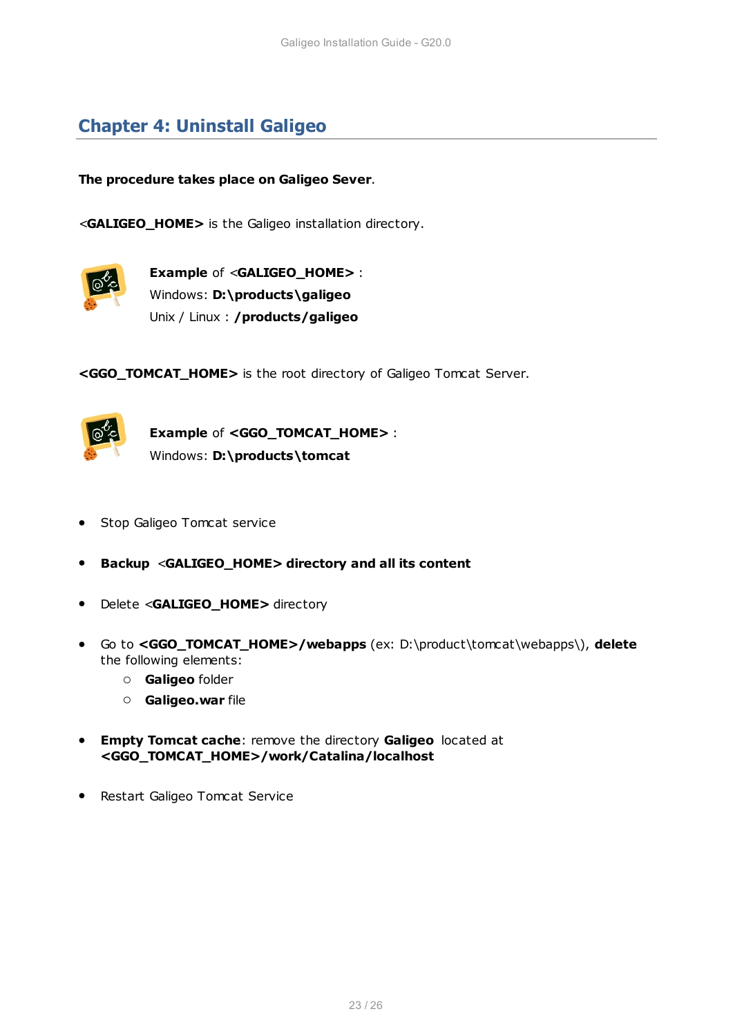# Chapter 4: Uninstall Galigeo

**The procedure takes place on Galigeo Sever**.

<**GALIGEO_HOME>** is the Galigeo installation directory.

**Example** of <**GALIGEO_HOME>** :
Windows: **D:\products\galigeo**
Unix / Linux : **/products/galigeo**

**<GGO_TOMCAT_HOME>** is the root directory of Galigeo Tomcat Server.

**Example** of **<GGO_TOMCAT_HOME>** :
Windows: **D:\products\tomcat**

- Stop Galigeo Tomcat service
- **Backup** <**GALIGEO_HOME> directory and all its content**
- Delete <**GALIGEO_HOME>** directory
- Go to **<GGO_TOMCAT_HOME>/webapps** (ex: D:\product\tomcat\webapps\), **delete** the following elements:
    - **Galigeo** folder
    - **Galigeo.war** file
- **Empty Tomcat cache**: remove the directory **Galigeo** located at **<GGO_TOMCAT_HOME>/work/Catalina/localhost**
- Restart Galigeo Tomcat Service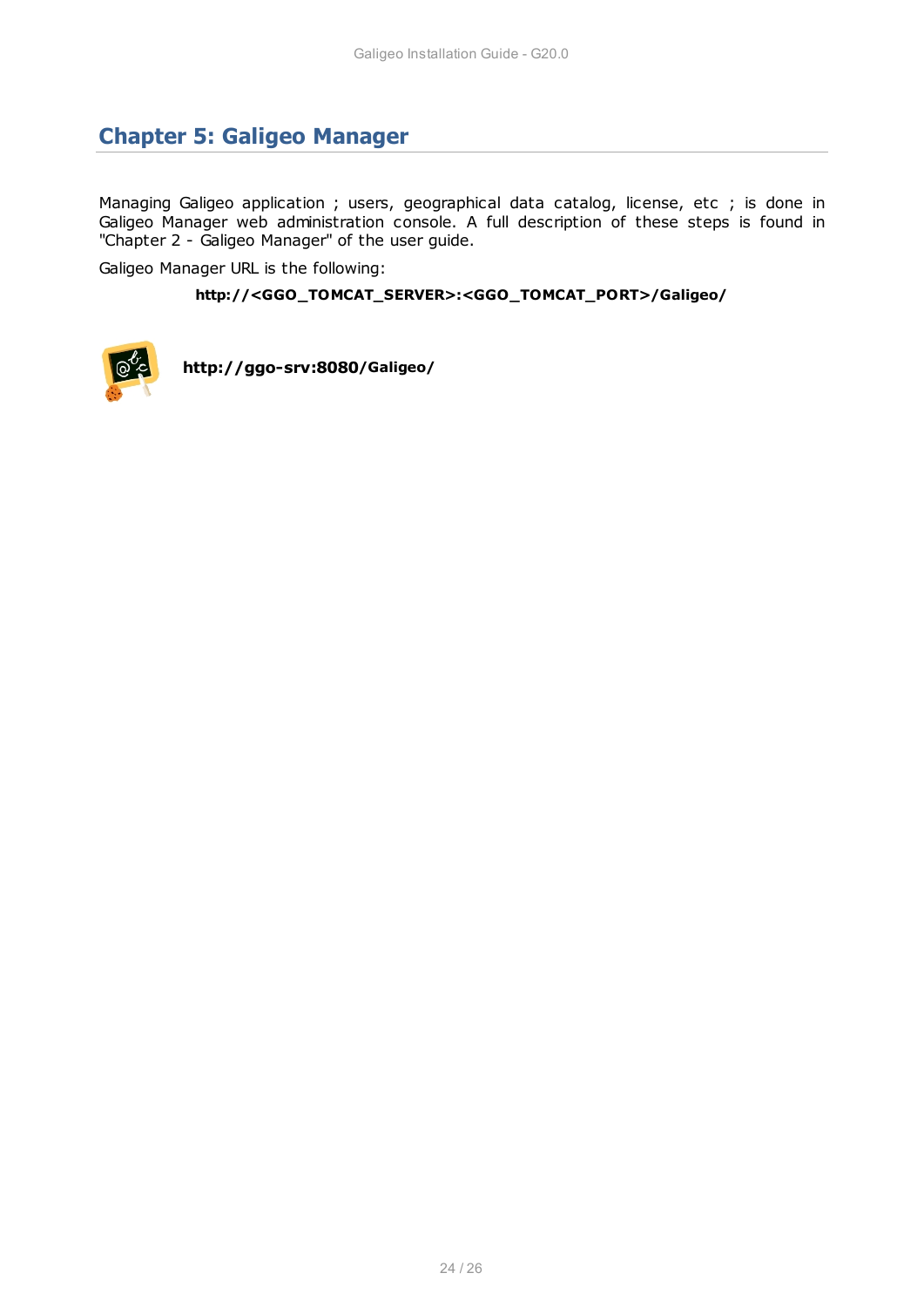# Chapter 5: Galigeo Manager

Managing Galigeo application ; users, geographical data catalog, license, etc ; is done in Galigeo Manager web administration console. A full description of these steps is found in "Chapter 2 - Galigeo Manager" of the user guide.

Galigeo Manager URL is the following:

**http://<GGO_TOMCAT_SERVER>:<GGO_TOMCAT_PORT>/Galigeo/**

**http://ggo-srv:8080/Galigeo/**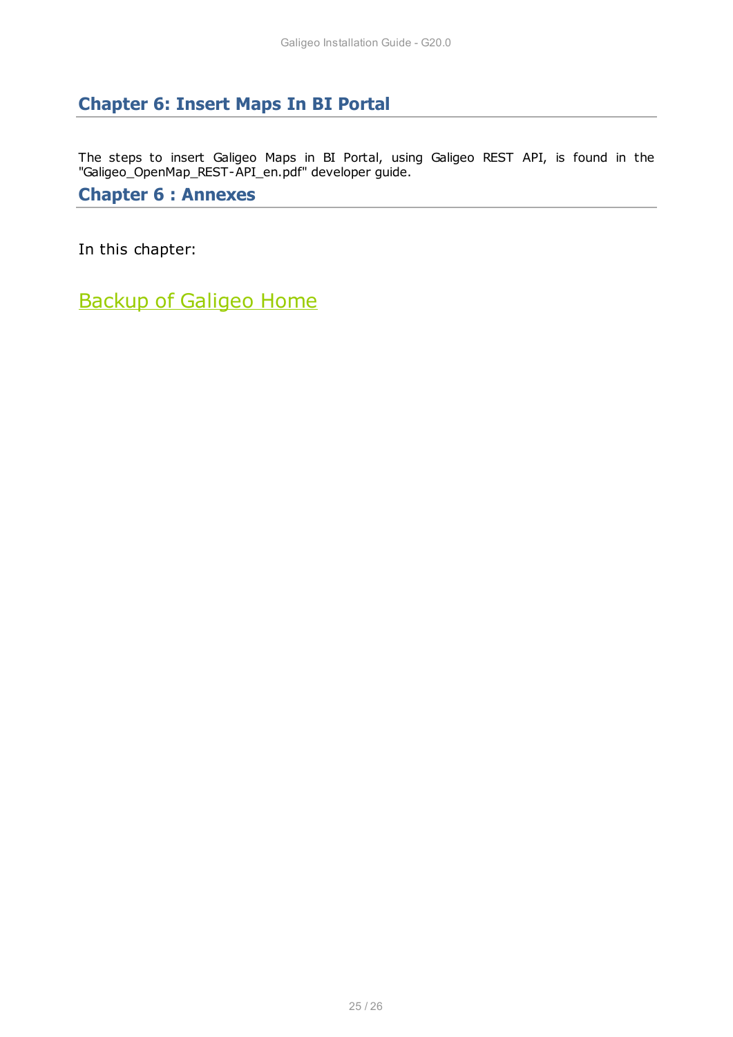# Chapter 6: Insert Maps In BI Portal

The steps to insert Galigeo Maps in BI Portal, using Galigeo REST API, is found in the "Galigeo_OpenMap_REST-API_en.pdf" developer guide.

# Chapter 6 : Annexes

In this chapter:

[Backup of Galigeo Home]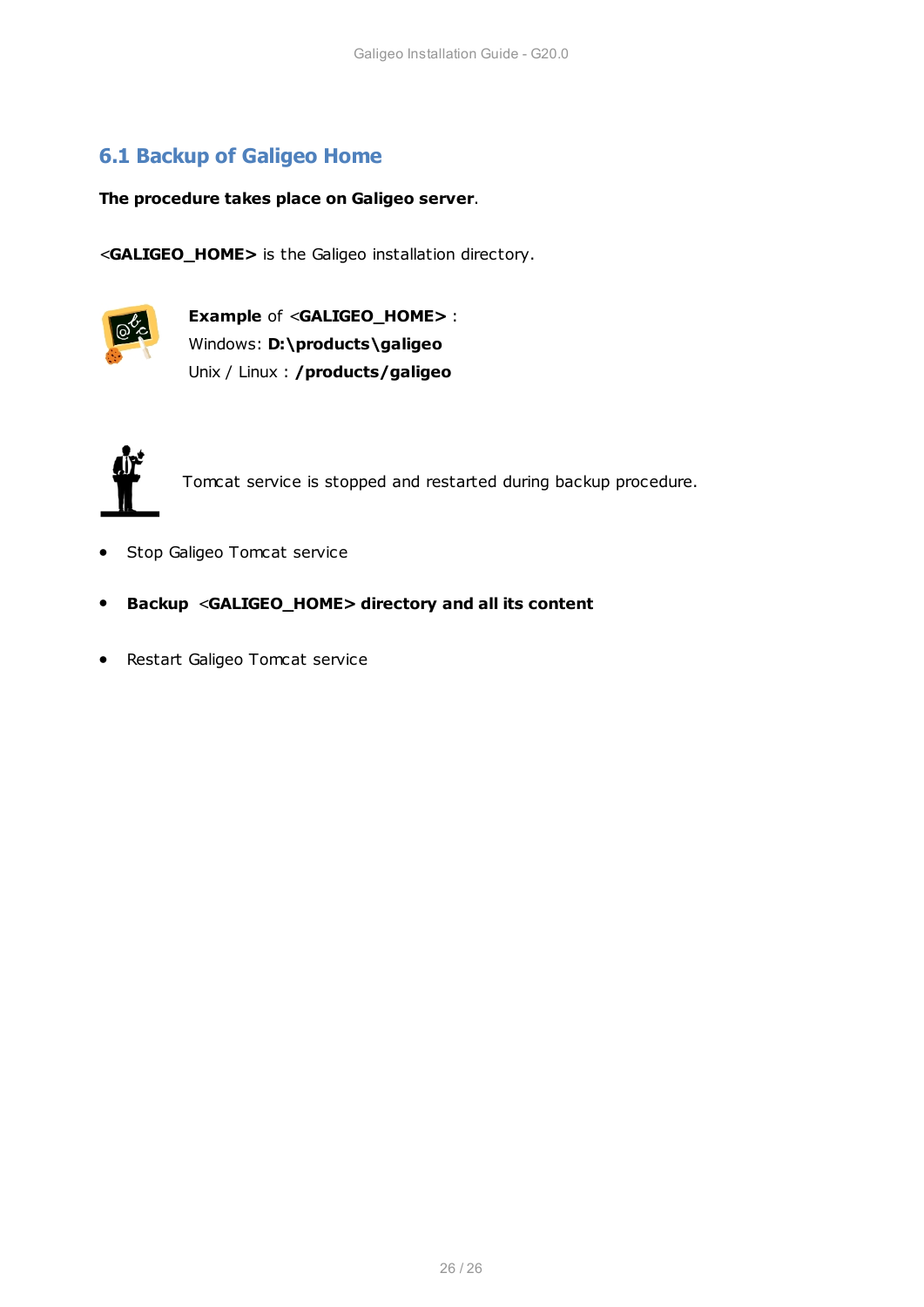## 6.1 Backup of Galigeo Home

**The procedure takes place on Galigeo server**.

<**GALIGEO_HOME>** is the Galigeo installation directory.

**Example** of <**GALIGEO_HOME>** :
Windows: **D:\products\galigeo**
Unix / Linux : **/products/galigeo**

Tomcat service is stopped and restarted during backup procedure.

- Stop Galigeo Tomcat service
- **Backup** <**GALIGEO_HOME> directory and all its content**
- Restart Galigeo Tomcat service